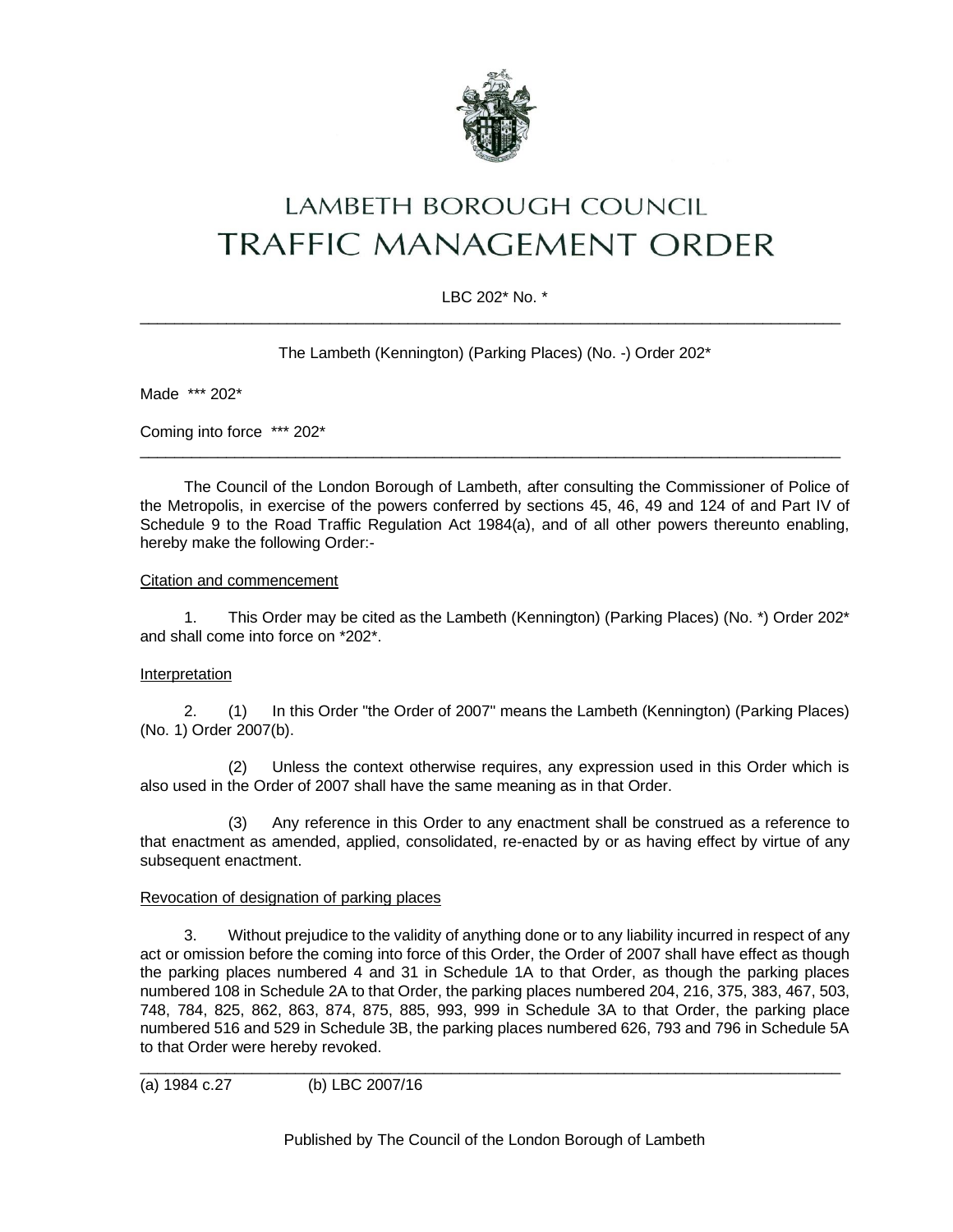# LAMBETH BOROUGH COUNCIL
# TRAFFIC MANAGEMENT ORDER

LBC 202* No. *

---

The Lambeth (Kennington) (Parking Places) (No. -) Order 202*

Made *** 202*

Coming into force *** 202*

---

The Council of the London Borough of Lambeth, after consulting the Commissioner of Police of the Metropolis, in exercise of the powers conferred by sections 45, 46, 49 and 124 of and Part IV of Schedule 9 to the Road Traffic Regulation Act 1984(a), and of all other powers thereunto enabling, hereby make the following Order:-

Citation and commencement

1. This Order may be cited as the Lambeth (Kennington) (Parking Places) (No. *) Order 202* and shall come into force on *202*.

Interpretation

2. (1) In this Order "the Order of 2007" means the Lambeth (Kennington) (Parking Places) (No. 1) Order 2007(b).

(2) Unless the context otherwise requires, any expression used in this Order which is also used in the Order of 2007 shall have the same meaning as in that Order.

(3) Any reference in this Order to any enactment shall be construed as a reference to that enactment as amended, applied, consolidated, re-enacted by or as having effect by virtue of any subsequent enactment.

Revocation of designation of parking places

3. Without prejudice to the validity of anything done or to any liability incurred in respect of any act or omission before the coming into force of this Order, the Order of 2007 shall have effect as though the parking places numbered 4 and 31 in Schedule 1A to that Order, as though the parking places numbered 108 in Schedule 2A to that Order, the parking places numbered 204, 216, 375, 383, 467, 503, 748, 784, 825, 862, 863, 874, 875, 885, 993, 999 in Schedule 3A to that Order, the parking place numbered 516 and 529 in Schedule 3B, the parking places numbered 626, 793 and 796 in Schedule 5A to that Order were hereby revoked.

---

(a) 1984 c.27 (b) LBC 2007/16

Published by The Council of the London Borough of Lambeth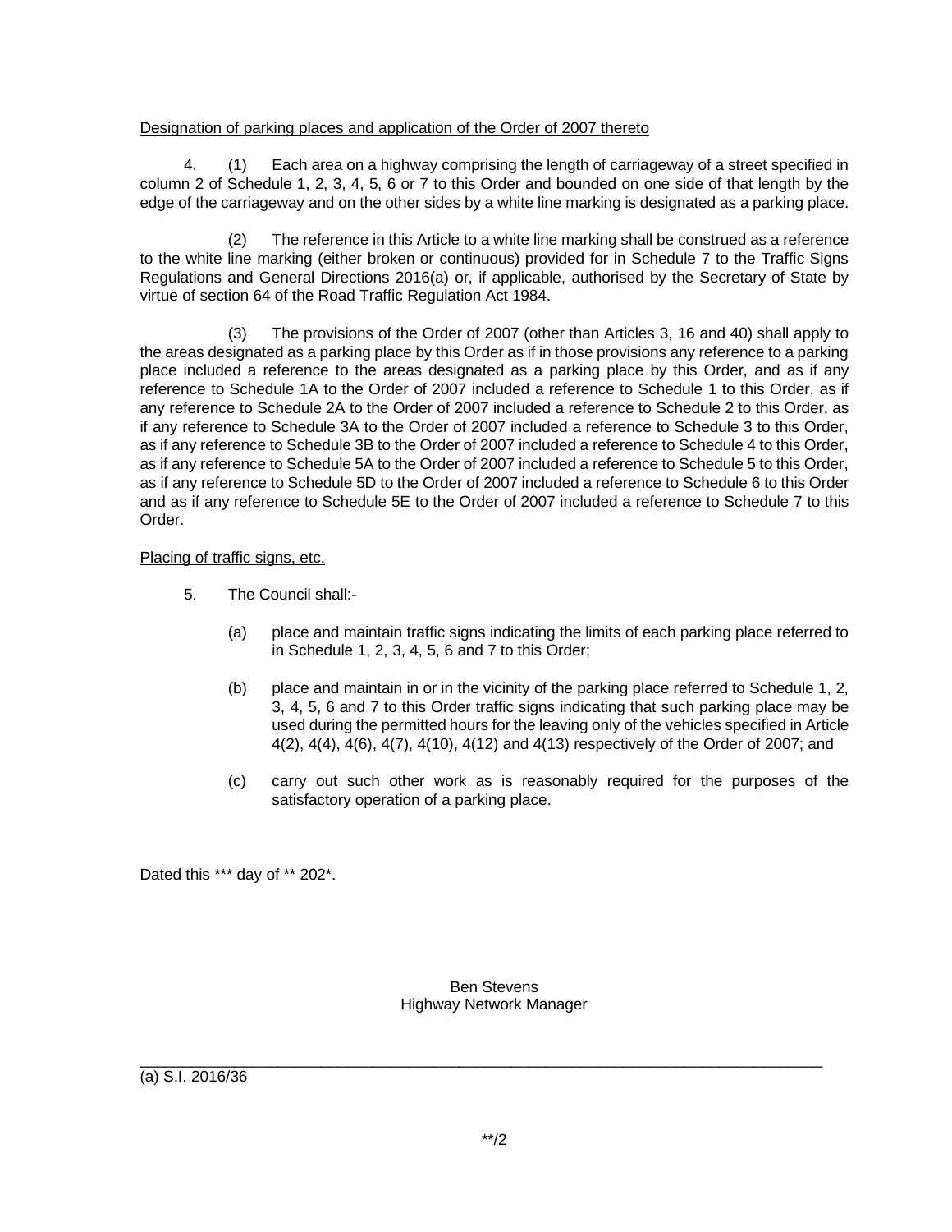Designation of parking places and application of the Order of 2007 thereto

4. (1) Each area on a highway comprising the length of carriageway of a street specified in column 2 of Schedule 1, 2, 3, 4, 5, 6 or 7 to this Order and bounded on one side of that length by the edge of the carriageway and on the other sides by a white line marking is designated as a parking place.

(2) The reference in this Article to a white line marking shall be construed as a reference to the white line marking (either broken or continuous) provided for in Schedule 7 to the Traffic Signs Regulations and General Directions 2016(a) or, if applicable, authorised by the Secretary of State by virtue of section 64 of the Road Traffic Regulation Act 1984.

(3) The provisions of the Order of 2007 (other than Articles 3, 16 and 40) shall apply to the areas designated as a parking place by this Order as if in those provisions any reference to a parking place included a reference to the areas designated as a parking place by this Order, and as if any reference to Schedule 1A to the Order of 2007 included a reference to Schedule 1 to this Order, as if any reference to Schedule 2A to the Order of 2007 included a reference to Schedule 2 to this Order, as if any reference to Schedule 3A to the Order of 2007 included a reference to Schedule 3 to this Order, as if any reference to Schedule 3B to the Order of 2007 included a reference to Schedule 4 to this Order, as if any reference to Schedule 5A to the Order of 2007 included a reference to Schedule 5 to this Order, as if any reference to Schedule 5D to the Order of 2007 included a reference to Schedule 6 to this Order and as if any reference to Schedule 5E to the Order of 2007 included a reference to Schedule 7 to this Order.

Placing of traffic signs, etc.

5. The Council shall:-

(a) place and maintain traffic signs indicating the limits of each parking place referred to in Schedule 1, 2, 3, 4, 5, 6 and 7 to this Order;

(b) place and maintain in or in the vicinity of the parking place referred to Schedule 1, 2, 3, 4, 5, 6 and 7 to this Order traffic signs indicating that such parking place may be used during the permitted hours for the leaving only of the vehicles specified in Article 4(2), 4(4), 4(6), 4(7), 4(10), 4(12) and 4(13) respectively of the Order of 2007; and

(c) carry out such other work as is reasonably required for the purposes of the satisfactory operation of a parking place.

Dated this *** day of ** 202*.

Ben Stevens
Highway Network Manager

---

(a) S.I. 2016/36

**/2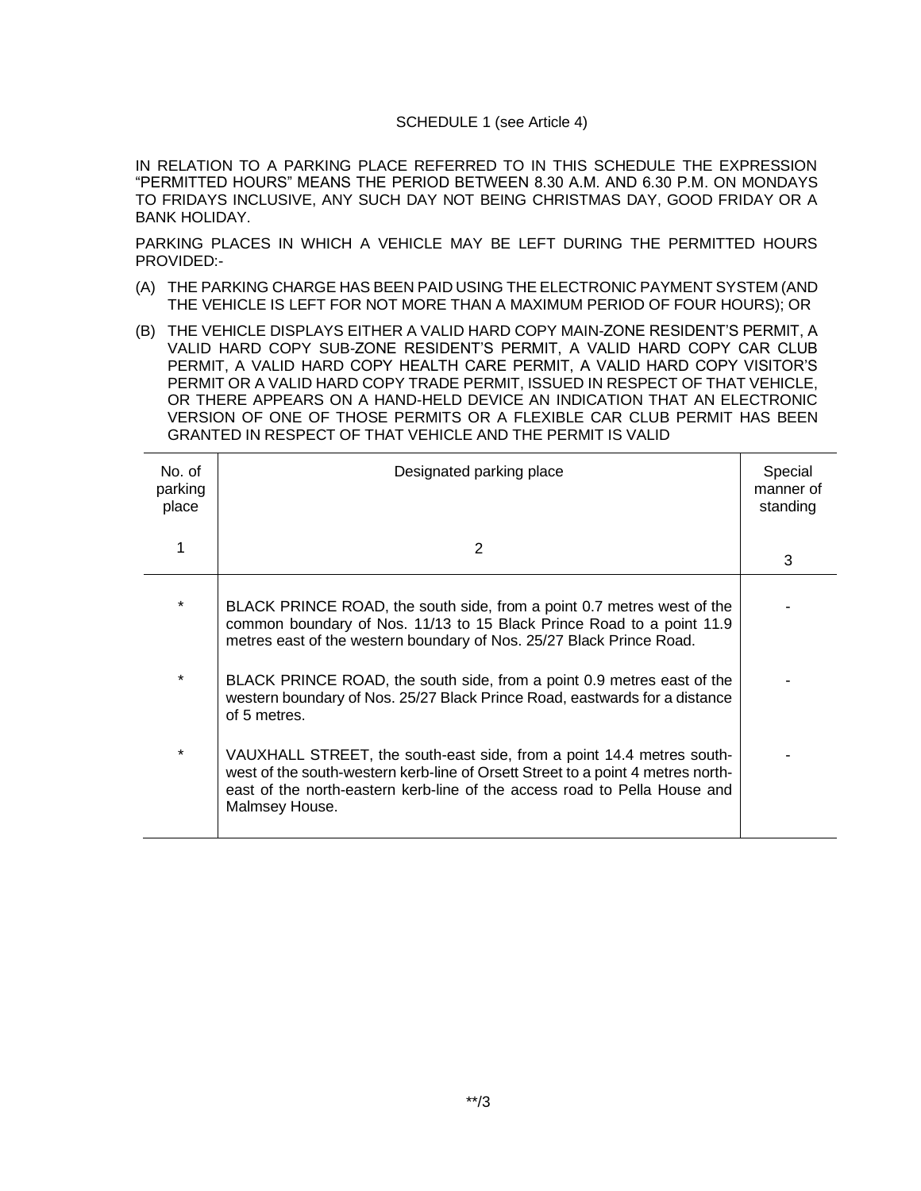SCHEDULE 1 (see Article 4)

IN RELATION TO A PARKING PLACE REFERRED TO IN THIS SCHEDULE THE EXPRESSION "PERMITTED HOURS" MEANS THE PERIOD BETWEEN 8.30 A.M. AND 6.30 P.M. ON MONDAYS TO FRIDAYS INCLUSIVE, ANY SUCH DAY NOT BEING CHRISTMAS DAY, GOOD FRIDAY OR A BANK HOLIDAY.

PARKING PLACES IN WHICH A VEHICLE MAY BE LEFT DURING THE PERMITTED HOURS PROVIDED:-

(A) THE PARKING CHARGE HAS BEEN PAID USING THE ELECTRONIC PAYMENT SYSTEM (AND THE VEHICLE IS LEFT FOR NOT MORE THAN A MAXIMUM PERIOD OF FOUR HOURS); OR

(B) THE VEHICLE DISPLAYS EITHER A VALID HARD COPY MAIN-ZONE RESIDENT'S PERMIT, A VALID HARD COPY SUB-ZONE RESIDENT'S PERMIT, A VALID HARD COPY CAR CLUB PERMIT, A VALID HARD COPY HEALTH CARE PERMIT, A VALID HARD COPY VISITOR'S PERMIT OR A VALID HARD COPY TRADE PERMIT, ISSUED IN RESPECT OF THAT VEHICLE, OR THERE APPEARS ON A HAND-HELD DEVICE AN INDICATION THAT AN ELECTRONIC VERSION OF ONE OF THOSE PERMITS OR A FLEXIBLE CAR CLUB PERMIT HAS BEEN GRANTED IN RESPECT OF THAT VEHICLE AND THE PERMIT IS VALID

| No. of parking place | Designated parking place | Special manner of standing |
|---|---|---|
| 1 | 2 | 3 |
| * | BLACK PRINCE ROAD, the south side, from a point 0.7 metres west of the common boundary of Nos. 11/13 to 15 Black Prince Road to a point 11.9 metres east of the western boundary of Nos. 25/27 Black Prince Road. | - |
| * | BLACK PRINCE ROAD, the south side, from a point 0.9 metres east of the western boundary of Nos. 25/27 Black Prince Road, eastwards for a distance of 5 metres. | - |
| * | VAUXHALL STREET, the south-east side, from a point 14.4 metres south-west of the south-western kerb-line of Orsett Street to a point 4 metres north-east of the north-eastern kerb-line of the access road to Pella House and Malmsey House. | - |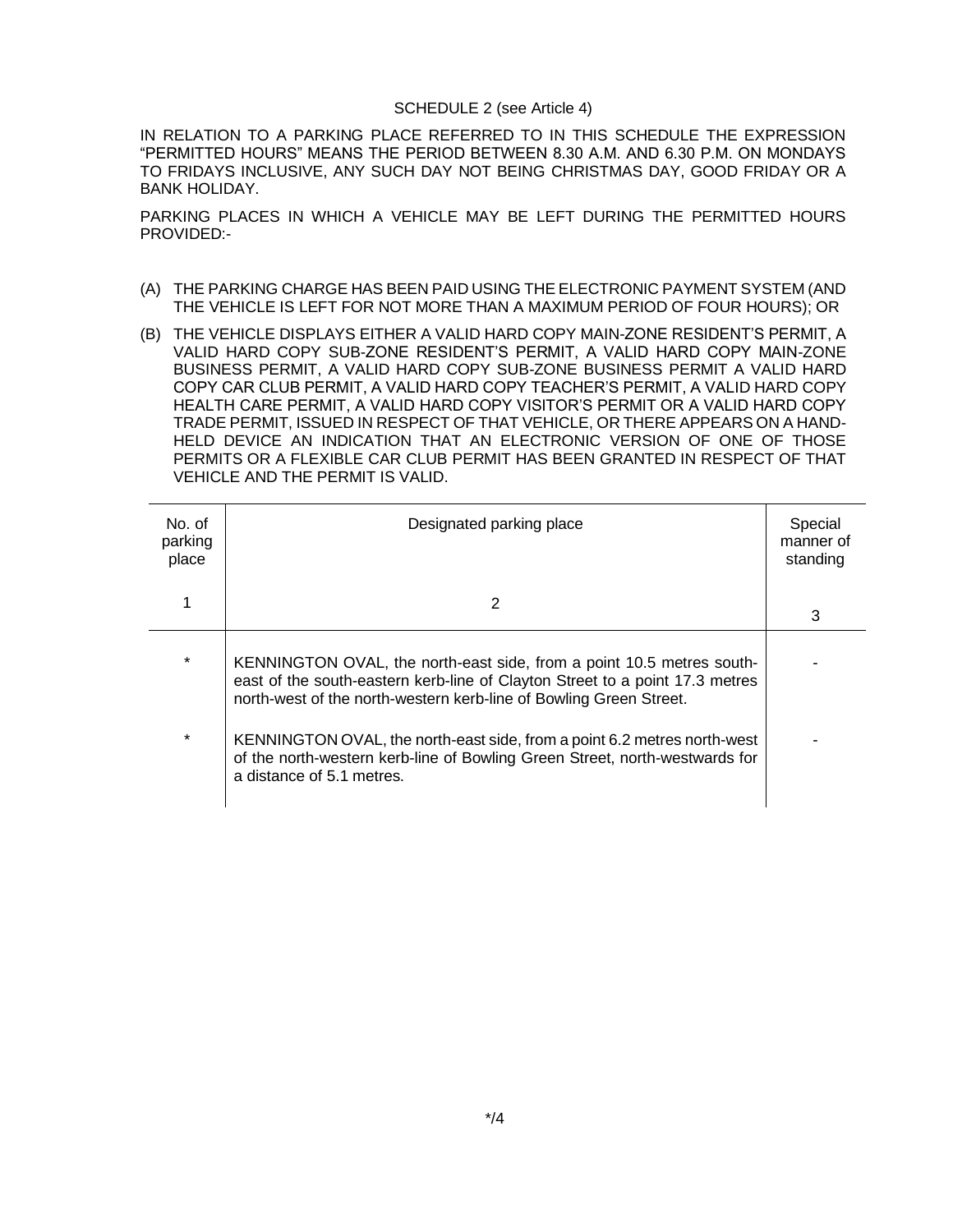SCHEDULE 2 (see Article 4)

IN RELATION TO A PARKING PLACE REFERRED TO IN THIS SCHEDULE THE EXPRESSION "PERMITTED HOURS" MEANS THE PERIOD BETWEEN 8.30 A.M. AND 6.30 P.M. ON MONDAYS TO FRIDAYS INCLUSIVE, ANY SUCH DAY NOT BEING CHRISTMAS DAY, GOOD FRIDAY OR A BANK HOLIDAY.

PARKING PLACES IN WHICH A VEHICLE MAY BE LEFT DURING THE PERMITTED HOURS PROVIDED:-

(A) THE PARKING CHARGE HAS BEEN PAID USING THE ELECTRONIC PAYMENT SYSTEM (AND THE VEHICLE IS LEFT FOR NOT MORE THAN A MAXIMUM PERIOD OF FOUR HOURS); OR

(B) THE VEHICLE DISPLAYS EITHER A VALID HARD COPY MAIN-ZONE RESIDENT'S PERMIT, A VALID HARD COPY SUB-ZONE RESIDENT'S PERMIT, A VALID HARD COPY MAIN-ZONE BUSINESS PERMIT, A VALID HARD COPY SUB-ZONE BUSINESS PERMIT A VALID HARD COPY CAR CLUB PERMIT, A VALID HARD COPY TEACHER'S PERMIT, A VALID HARD COPY HEALTH CARE PERMIT, A VALID HARD COPY VISITOR'S PERMIT OR A VALID HARD COPY TRADE PERMIT, ISSUED IN RESPECT OF THAT VEHICLE, OR THERE APPEARS ON A HAND-HELD DEVICE AN INDICATION THAT AN ELECTRONIC VERSION OF ONE OF THOSE PERMITS OR A FLEXIBLE CAR CLUB PERMIT HAS BEEN GRANTED IN RESPECT OF THAT VEHICLE AND THE PERMIT IS VALID.

| No. of parking place | Designated parking place | Special manner of standing |
|---|---|---|
| 1 | 2 | 3 |
| * | KENNINGTON OVAL, the north-east side, from a point 10.5 metres south-east of the south-eastern kerb-line of Clayton Street to a point 17.3 metres north-west of the north-western kerb-line of Bowling Green Street. | - |
| * | KENNINGTON OVAL, the north-east side, from a point 6.2 metres north-west of the north-western kerb-line of Bowling Green Street, north-westwards for a distance of 5.1 metres. | - |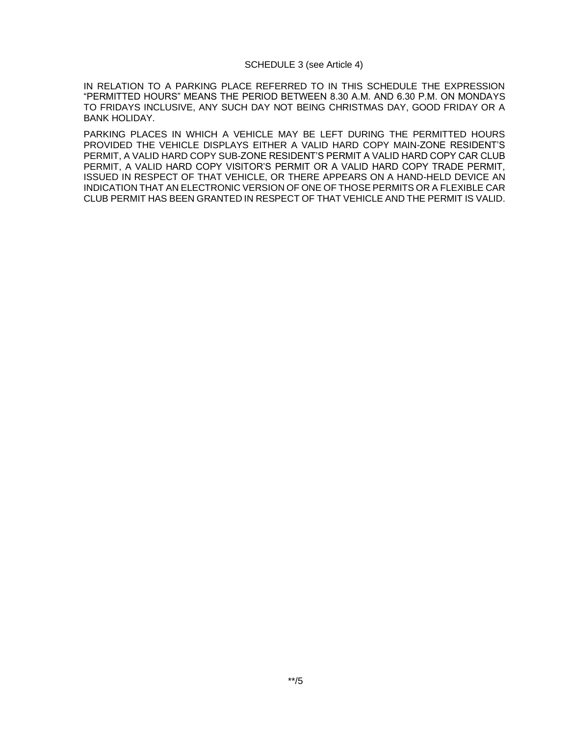SCHEDULE 3 (see Article 4)

IN RELATION TO A PARKING PLACE REFERRED TO IN THIS SCHEDULE THE EXPRESSION "PERMITTED HOURS" MEANS THE PERIOD BETWEEN 8.30 A.M. AND 6.30 P.M. ON MONDAYS TO FRIDAYS INCLUSIVE, ANY SUCH DAY NOT BEING CHRISTMAS DAY, GOOD FRIDAY OR A BANK HOLIDAY.

PARKING PLACES IN WHICH A VEHICLE MAY BE LEFT DURING THE PERMITTED HOURS PROVIDED THE VEHICLE DISPLAYS EITHER A VALID HARD COPY MAIN-ZONE RESIDENT'S PERMIT, A VALID HARD COPY SUB-ZONE RESIDENT'S PERMIT A VALID HARD COPY CAR CLUB PERMIT, A VALID HARD COPY VISITOR'S PERMIT OR A VALID HARD COPY TRADE PERMIT, ISSUED IN RESPECT OF THAT VEHICLE, OR THERE APPEARS ON A HAND-HELD DEVICE AN INDICATION THAT AN ELECTRONIC VERSION OF ONE OF THOSE PERMITS OR A FLEXIBLE CAR CLUB PERMIT HAS BEEN GRANTED IN RESPECT OF THAT VEHICLE AND THE PERMIT IS VALID.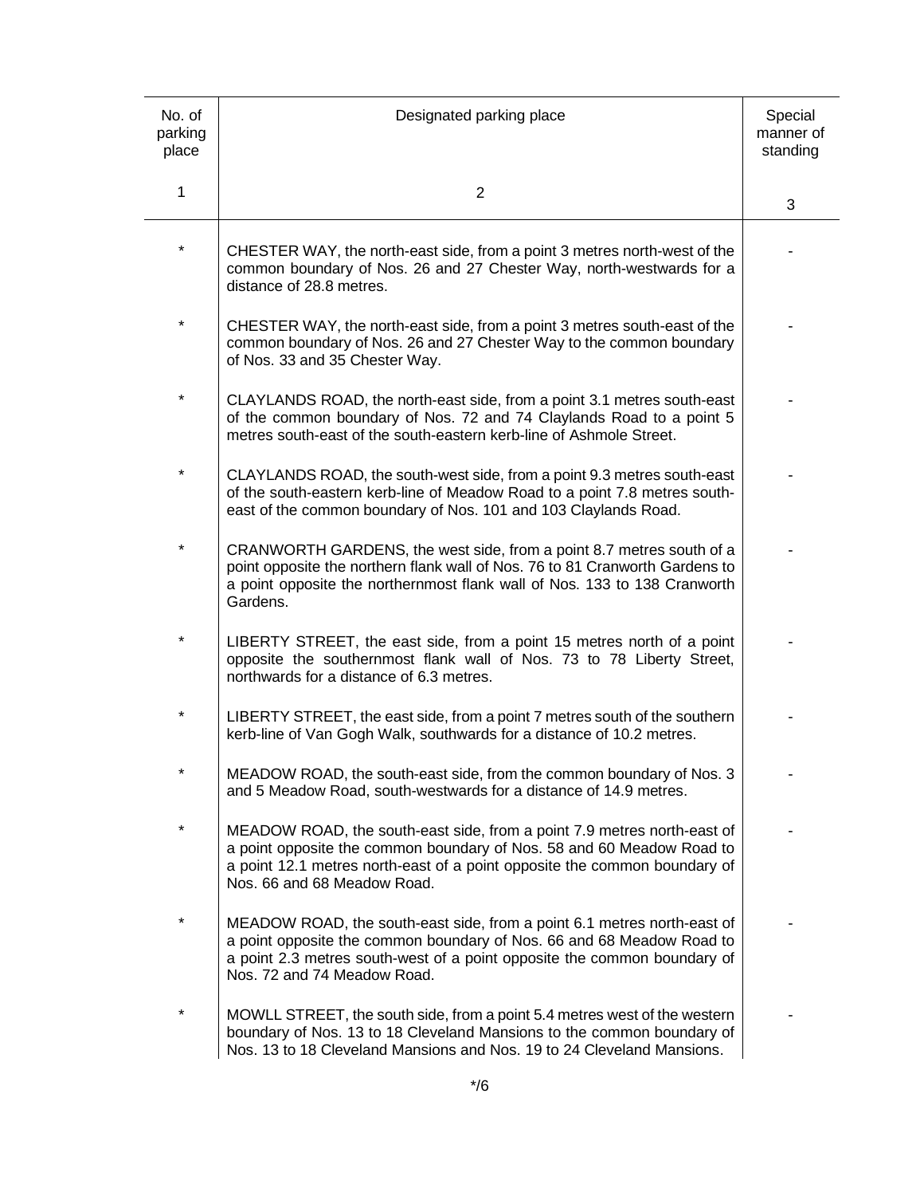| No. of parking place | Designated parking place | Special manner of standing |
|---|---|---|
| 1 | 2 | 3 |
| * | CHESTER WAY, the north-east side, from a point 3 metres north-west of the common boundary of Nos. 26 and 27 Chester Way, north-westwards for a distance of 28.8 metres. | - |
| * | CHESTER WAY, the north-east side, from a point 3 metres south-east of the common boundary of Nos. 26 and 27 Chester Way to the common boundary of Nos. 33 and 35 Chester Way. | - |
| * | CLAYLANDS ROAD, the north-east side, from a point 3.1 metres south-east of the common boundary of Nos. 72 and 74 Claylands Road to a point 5 metres south-east of the south-eastern kerb-line of Ashmole Street. | - |
| * | CLAYLANDS ROAD, the south-west side, from a point 9.3 metres south-east of the south-eastern kerb-line of Meadow Road to a point 7.8 metres south-east of the common boundary of Nos. 101 and 103 Claylands Road. | - |
| * | CRANWORTH GARDENS, the west side, from a point 8.7 metres south of a point opposite the northern flank wall of Nos. 76 to 81 Cranworth Gardens to a point opposite the northernmost flank wall of Nos. 133 to 138 Cranworth Gardens. | - |
| * | LIBERTY STREET, the east side, from a point 15 metres north of a point opposite the southernmost flank wall of Nos. 73 to 78 Liberty Street, northwards for a distance of 6.3 metres. | - |
| * | LIBERTY STREET, the east side, from a point 7 metres south of the southern kerb-line of Van Gogh Walk, southwards for a distance of 10.2 metres. | - |
| * | MEADOW ROAD, the south-east side, from the common boundary of Nos. 3 and 5 Meadow Road, south-westwards for a distance of 14.9 metres. | - |
| * | MEADOW ROAD, the south-east side, from a point 7.9 metres north-east of a point opposite the common boundary of Nos. 58 and 60 Meadow Road to a point 12.1 metres north-east of a point opposite the common boundary of Nos. 66 and 68 Meadow Road. | - |
| * | MEADOW ROAD, the south-east side, from a point 6.1 metres north-east of a point opposite the common boundary of Nos. 66 and 68 Meadow Road to a point 2.3 metres south-west of a point opposite the common boundary of Nos. 72 and 74 Meadow Road. | - |
| * | MOWLL STREET, the south side, from a point 5.4 metres west of the western boundary of Nos. 13 to 18 Cleveland Mansions to the common boundary of Nos. 13 to 18 Cleveland Mansions and Nos. 19 to 24 Cleveland Mansions. | - |

*/6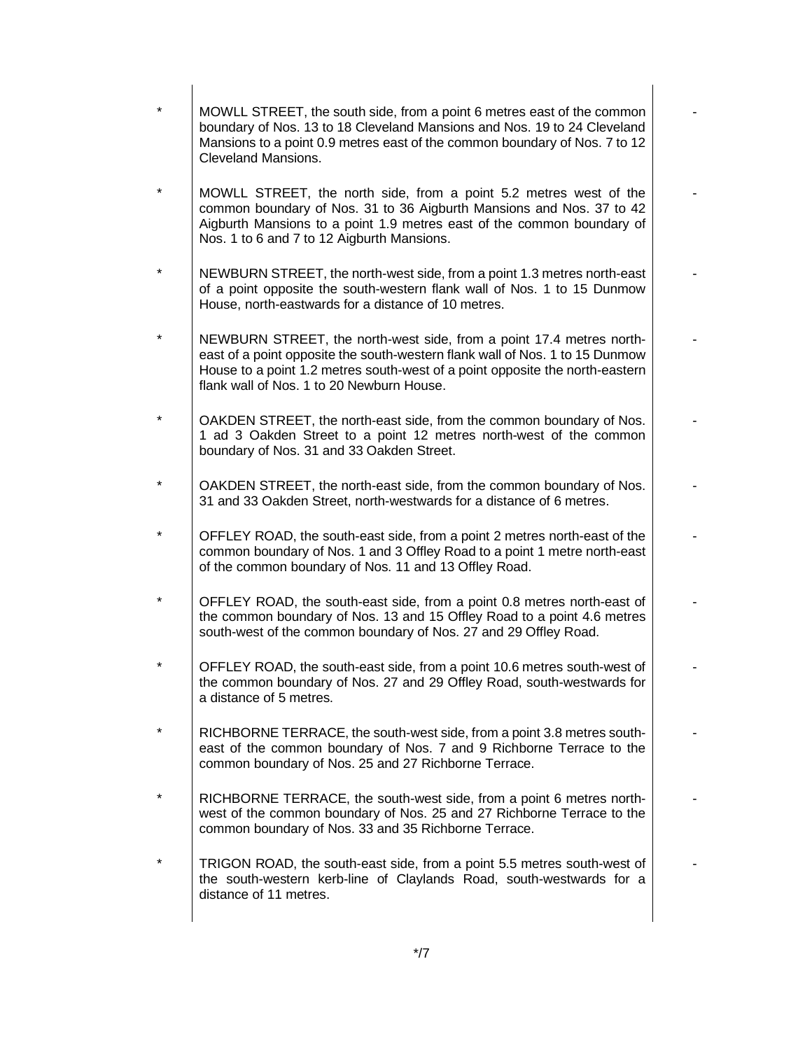| | | |
|---|---|---|
| * | MOWLL STREET, the south side, from a point 6 metres east of the common boundary of Nos. 13 to 18 Cleveland Mansions and Nos. 19 to 24 Cleveland Mansions to a point 0.9 metres east of the common boundary of Nos. 7 to 12 Cleveland Mansions. | - |
| * | MOWLL STREET, the north side, from a point 5.2 metres west of the common boundary of Nos. 31 to 36 Aigburth Mansions and Nos. 37 to 42 Aigburth Mansions to a point 1.9 metres east of the common boundary of Nos. 1 to 6 and 7 to 12 Aigburth Mansions. | - |
| * | NEWBURN STREET, the north-west side, from a point 1.3 metres north-east of a point opposite the south-western flank wall of Nos. 1 to 15 Dunmow House, north-eastwards for a distance of 10 metres. | - |
| * | NEWBURN STREET, the north-west side, from a point 17.4 metres north-east of a point opposite the south-western flank wall of Nos. 1 to 15 Dunmow House to a point 1.2 metres south-west of a point opposite the north-eastern flank wall of Nos. 1 to 20 Newburn House. | - |
| * | OAKDEN STREET, the north-east side, from the common boundary of Nos. 1 ad 3 Oakden Street to a point 12 metres north-west of the common boundary of Nos. 31 and 33 Oakden Street. | - |
| * | OAKDEN STREET, the north-east side, from the common boundary of Nos. 31 and 33 Oakden Street, north-westwards for a distance of 6 metres. | - |
| * | OFFLEY ROAD, the south-east side, from a point 2 metres north-east of the common boundary of Nos. 1 and 3 Offley Road to a point 1 metre north-east of the common boundary of Nos. 11 and 13 Offley Road. | - |
| * | OFFLEY ROAD, the south-east side, from a point 0.8 metres north-east of the common boundary of Nos. 13 and 15 Offley Road to a point 4.6 metres south-west of the common boundary of Nos. 27 and 29 Offley Road. | - |
| * | OFFLEY ROAD, the south-east side, from a point 10.6 metres south-west of the common boundary of Nos. 27 and 29 Offley Road, south-westwards for a distance of 5 metres. | - |
| * | RICHBORNE TERRACE, the south-west side, from a point 3.8 metres south-east of the common boundary of Nos. 7 and 9 Richborne Terrace to the common boundary of Nos. 25 and 27 Richborne Terrace. | - |
| * | RICHBORNE TERRACE, the south-west side, from a point 6 metres north-west of the common boundary of Nos. 25 and 27 Richborne Terrace to the common boundary of Nos. 33 and 35 Richborne Terrace. | - |
| * | TRIGON ROAD, the south-east side, from a point 5.5 metres south-west of the south-western kerb-line of Claylands Road, south-westwards for a distance of 11 metres. | - |

*/7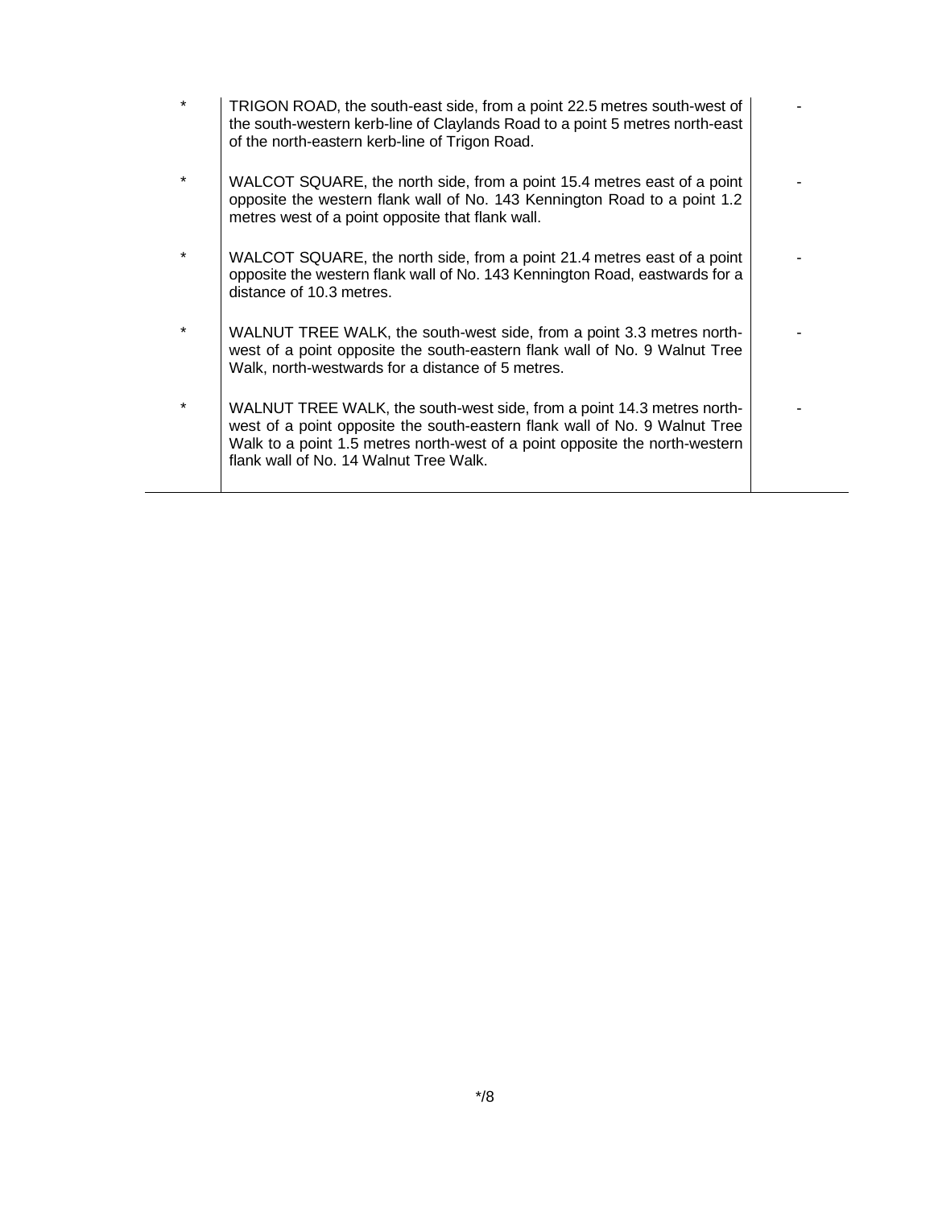| | | |
|---|---|---|
| * | TRIGON ROAD, the south-east side, from a point 22.5 metres south-west of the south-western kerb-line of Claylands Road to a point 5 metres north-east of the north-eastern kerb-line of Trigon Road. | - |
| * | WALCOT SQUARE, the north side, from a point 15.4 metres east of a point opposite the western flank wall of No. 143 Kennington Road to a point 1.2 metres west of a point opposite that flank wall. | - |
| * | WALCOT SQUARE, the north side, from a point 21.4 metres east of a point opposite the western flank wall of No. 143 Kennington Road, eastwards for a distance of 10.3 metres. | - |
| * | WALNUT TREE WALK, the south-west side, from a point 3.3 metres north-west of a point opposite the south-eastern flank wall of No. 9 Walnut Tree Walk, north-westwards for a distance of 5 metres. | - |
| * | WALNUT TREE WALK, the south-west side, from a point 14.3 metres north-west of a point opposite the south-eastern flank wall of No. 9 Walnut Tree Walk to a point 1.5 metres north-west of a point opposite the north-western flank wall of No. 14 Walnut Tree Walk. | - |

*/8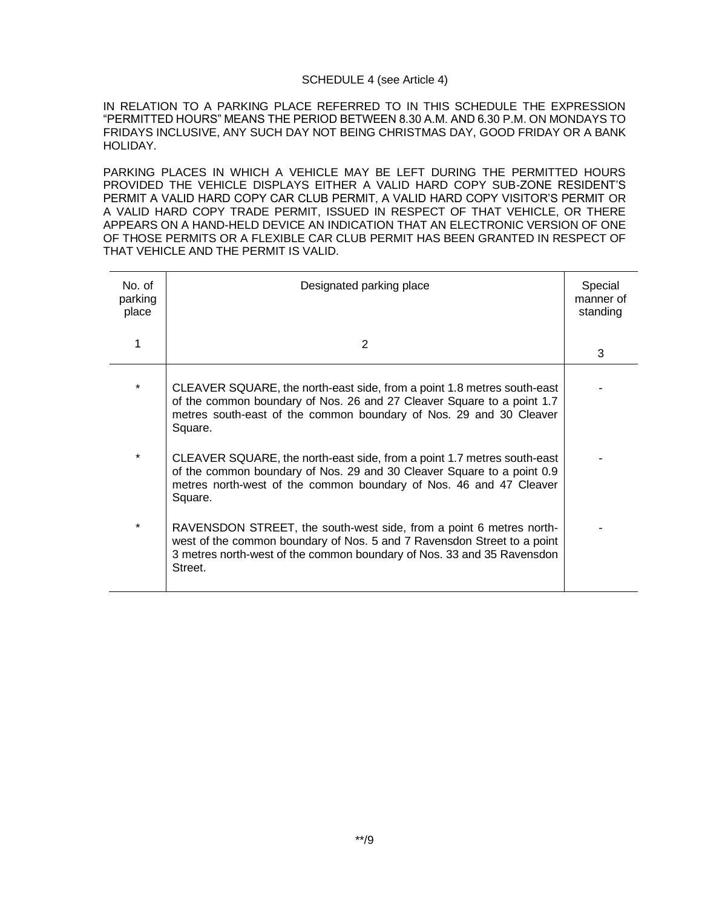SCHEDULE 4 (see Article 4)

IN RELATION TO A PARKING PLACE REFERRED TO IN THIS SCHEDULE THE EXPRESSION "PERMITTED HOURS" MEANS THE PERIOD BETWEEN 8.30 A.M. AND 6.30 P.M. ON MONDAYS TO FRIDAYS INCLUSIVE, ANY SUCH DAY NOT BEING CHRISTMAS DAY, GOOD FRIDAY OR A BANK HOLIDAY.

PARKING PLACES IN WHICH A VEHICLE MAY BE LEFT DURING THE PERMITTED HOURS PROVIDED THE VEHICLE DISPLAYS EITHER A VALID HARD COPY SUB-ZONE RESIDENT'S PERMIT A VALID HARD COPY CAR CLUB PERMIT, A VALID HARD COPY VISITOR'S PERMIT OR A VALID HARD COPY TRADE PERMIT, ISSUED IN RESPECT OF THAT VEHICLE, OR THERE APPEARS ON A HAND-HELD DEVICE AN INDICATION THAT AN ELECTRONIC VERSION OF ONE OF THOSE PERMITS OR A FLEXIBLE CAR CLUB PERMIT HAS BEEN GRANTED IN RESPECT OF THAT VEHICLE AND THE PERMIT IS VALID.

| No. of parking place | Designated parking place | Special manner of standing |
|---|---|---|
| 1 | 2 | 3 |
| * | CLEAVER SQUARE, the north-east side, from a point 1.8 metres south-east of the common boundary of Nos. 26 and 27 Cleaver Square to a point 1.7 metres south-east of the common boundary of Nos. 29 and 30 Cleaver Square. | - |
| * | CLEAVER SQUARE, the north-east side, from a point 1.7 metres south-east of the common boundary of Nos. 29 and 30 Cleaver Square to a point 0.9 metres north-west of the common boundary of Nos. 46 and 47 Cleaver Square. | - |
| * | RAVENSDON STREET, the south-west side, from a point 6 metres north-west of the common boundary of Nos. 5 and 7 Ravensdon Street to a point 3 metres north-west of the common boundary of Nos. 33 and 35 Ravensdon Street. | - |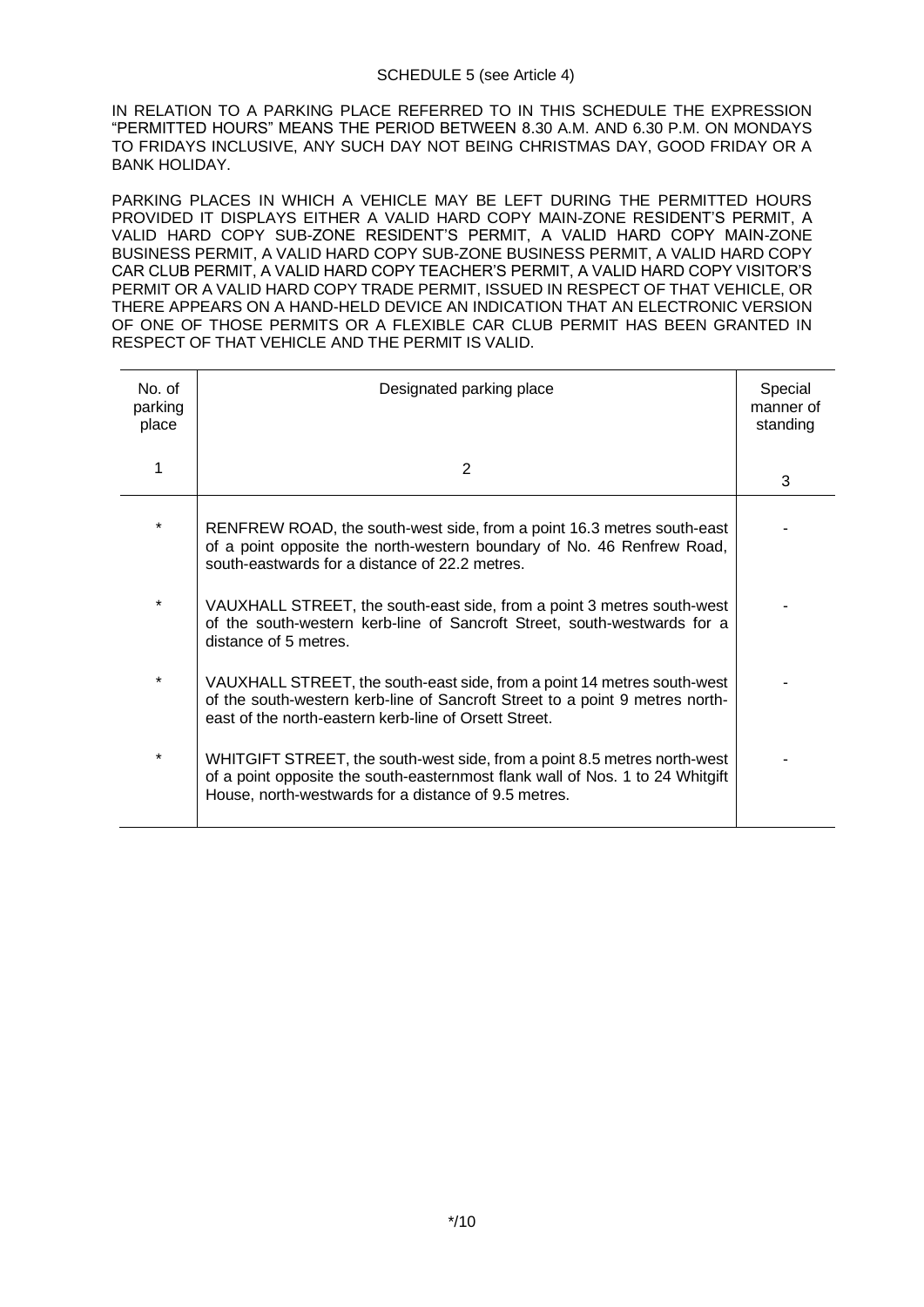SCHEDULE 5 (see Article 4)

IN RELATION TO A PARKING PLACE REFERRED TO IN THIS SCHEDULE THE EXPRESSION "PERMITTED HOURS" MEANS THE PERIOD BETWEEN 8.30 A.M. AND 6.30 P.M. ON MONDAYS TO FRIDAYS INCLUSIVE, ANY SUCH DAY NOT BEING CHRISTMAS DAY, GOOD FRIDAY OR A BANK HOLIDAY.

PARKING PLACES IN WHICH A VEHICLE MAY BE LEFT DURING THE PERMITTED HOURS PROVIDED IT DISPLAYS EITHER A VALID HARD COPY MAIN-ZONE RESIDENT'S PERMIT, A VALID HARD COPY SUB-ZONE RESIDENT'S PERMIT, A VALID HARD COPY MAIN-ZONE BUSINESS PERMIT, A VALID HARD COPY SUB-ZONE BUSINESS PERMIT, A VALID HARD COPY CAR CLUB PERMIT, A VALID HARD COPY TEACHER'S PERMIT, A VALID HARD COPY VISITOR'S PERMIT OR A VALID HARD COPY TRADE PERMIT, ISSUED IN RESPECT OF THAT VEHICLE, OR THERE APPEARS ON A HAND-HELD DEVICE AN INDICATION THAT AN ELECTRONIC VERSION OF ONE OF THOSE PERMITS OR A FLEXIBLE CAR CLUB PERMIT HAS BEEN GRANTED IN RESPECT OF THAT VEHICLE AND THE PERMIT IS VALID.

| No. of parking place | Designated parking place | Special manner of standing |
|---|---|---|
| 1 | 2 | 3 |
| * | RENFREW ROAD, the south-west side, from a point 16.3 metres south-east of a point opposite the north-western boundary of No. 46 Renfrew Road, south-eastwards for a distance of 22.2 metres. | - |
| * | VAUXHALL STREET, the south-east side, from a point 3 metres south-west of the south-western kerb-line of Sancroft Street, south-westwards for a distance of 5 metres. | - |
| * | VAUXHALL STREET, the south-east side, from a point 14 metres south-west of the south-western kerb-line of Sancroft Street to a point 9 metres north-east of the north-eastern kerb-line of Orsett Street. | - |
| * | WHITGIFT STREET, the south-west side, from a point 8.5 metres north-west of a point opposite the south-easternmost flank wall of Nos. 1 to 24 Whitgift House, north-westwards for a distance of 9.5 metres. | - |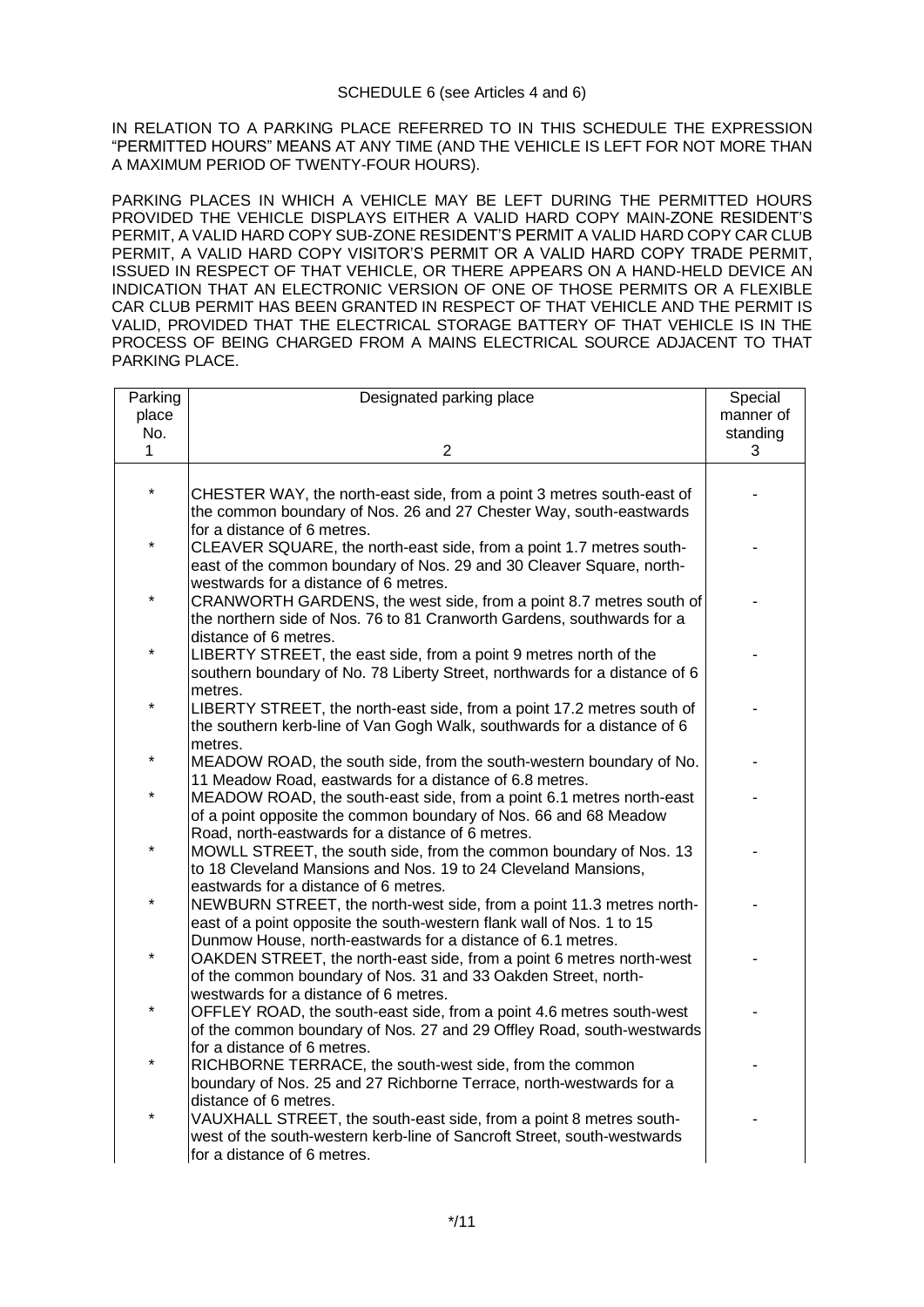SCHEDULE 6 (see Articles 4 and 6)

IN RELATION TO A PARKING PLACE REFERRED TO IN THIS SCHEDULE THE EXPRESSION "PERMITTED HOURS" MEANS AT ANY TIME (AND THE VEHICLE IS LEFT FOR NOT MORE THAN A MAXIMUM PERIOD OF TWENTY-FOUR HOURS).

PARKING PLACES IN WHICH A VEHICLE MAY BE LEFT DURING THE PERMITTED HOURS PROVIDED THE VEHICLE DISPLAYS EITHER A VALID HARD COPY MAIN-ZONE RESIDENT'S PERMIT, A VALID HARD COPY SUB-ZONE RESIDENT'S PERMIT A VALID HARD COPY CAR CLUB PERMIT, A VALID HARD COPY VISITOR'S PERMIT OR A VALID HARD COPY TRADE PERMIT, ISSUED IN RESPECT OF THAT VEHICLE, OR THERE APPEARS ON A HAND-HELD DEVICE AN INDICATION THAT AN ELECTRONIC VERSION OF ONE OF THOSE PERMITS OR A FLEXIBLE CAR CLUB PERMIT HAS BEEN GRANTED IN RESPECT OF THAT VEHICLE AND THE PERMIT IS VALID, PROVIDED THAT THE ELECTRICAL STORAGE BATTERY OF THAT VEHICLE IS IN THE PROCESS OF BEING CHARGED FROM A MAINS ELECTRICAL SOURCE ADJACENT TO THAT PARKING PLACE.

| Parking place No. 1 | Designated parking place 2 | Special manner of standing 3 |
|---|---|---|
| * | CHESTER WAY, the north-east side, from a point 3 metres south-east of the common boundary of Nos. 26 and 27 Chester Way, south-eastwards for a distance of 6 metres. | - |
| * | CLEAVER SQUARE, the north-east side, from a point 1.7 metres south-east of the common boundary of Nos. 29 and 30 Cleaver Square, north-westwards for a distance of 6 metres. | - |
| * | CRANWORTH GARDENS, the west side, from a point 8.7 metres south of the northern side of Nos. 76 to 81 Cranworth Gardens, southwards for a distance of 6 metres. | - |
| * | LIBERTY STREET, the east side, from a point 9 metres north of the southern boundary of No. 78 Liberty Street, northwards for a distance of 6 metres. | - |
| * | LIBERTY STREET, the north-east side, from a point 17.2 metres south of the southern kerb-line of Van Gogh Walk, southwards for a distance of 6 metres. | - |
| * | MEADOW ROAD, the south side, from the south-western boundary of No. 11 Meadow Road, eastwards for a distance of 6.8 metres. | - |
| * | MEADOW ROAD, the south-east side, from a point 6.1 metres north-east of a point opposite the common boundary of Nos. 66 and 68 Meadow Road, north-eastwards for a distance of 6 metres. | - |
| * | MOWLL STREET, the south side, from the common boundary of Nos. 13 to 18 Cleveland Mansions and Nos. 19 to 24 Cleveland Mansions, eastwards for a distance of 6 metres. | - |
| * | NEWBURN STREET, the north-west side, from a point 11.3 metres north-east of a point opposite the south-western flank wall of Nos. 1 to 15 Dunmow House, north-eastwards for a distance of 6.1 metres. | - |
| * | OAKDEN STREET, the north-east side, from a point 6 metres north-west of the common boundary of Nos. 31 and 33 Oakden Street, north-westwards for a distance of 6 metres. | - |
| * | OFFLEY ROAD, the south-east side, from a point 4.6 metres south-west of the common boundary of Nos. 27 and 29 Offley Road, south-westwards for a distance of 6 metres. | - |
| * | RICHBORNE TERRACE, the south-west side, from the common boundary of Nos. 25 and 27 Richborne Terrace, north-westwards for a distance of 6 metres. | - |
| * | VAUXHALL STREET, the south-east side, from a point 8 metres south-west of the south-western kerb-line of Sancroft Street, south-westwards for a distance of 6 metres. | - |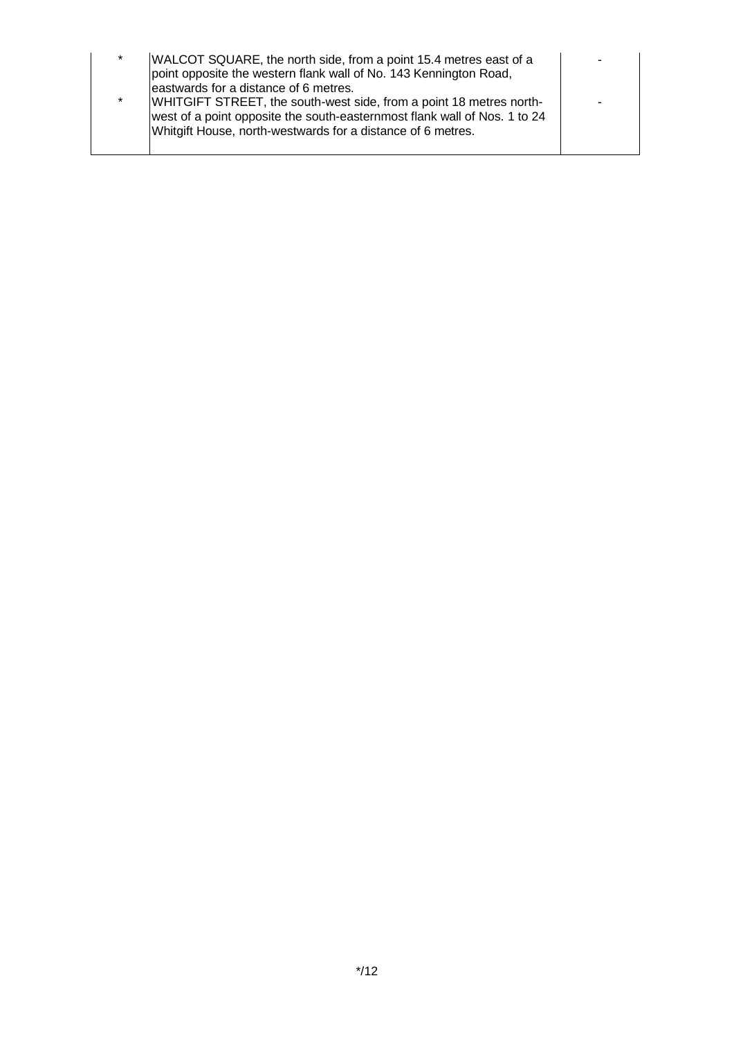| | | |
|---|---|---|
| * | WALCOT SQUARE, the north side, from a point 15.4 metres east of a point opposite the western flank wall of No. 143 Kennington Road, eastwards for a distance of 6 metres. | - |
| * | WHITGIFT STREET, the south-west side, from a point 18 metres north-west of a point opposite the south-easternmost flank wall of Nos. 1 to 24 Whitgift House, north-westwards for a distance of 6 metres. | - |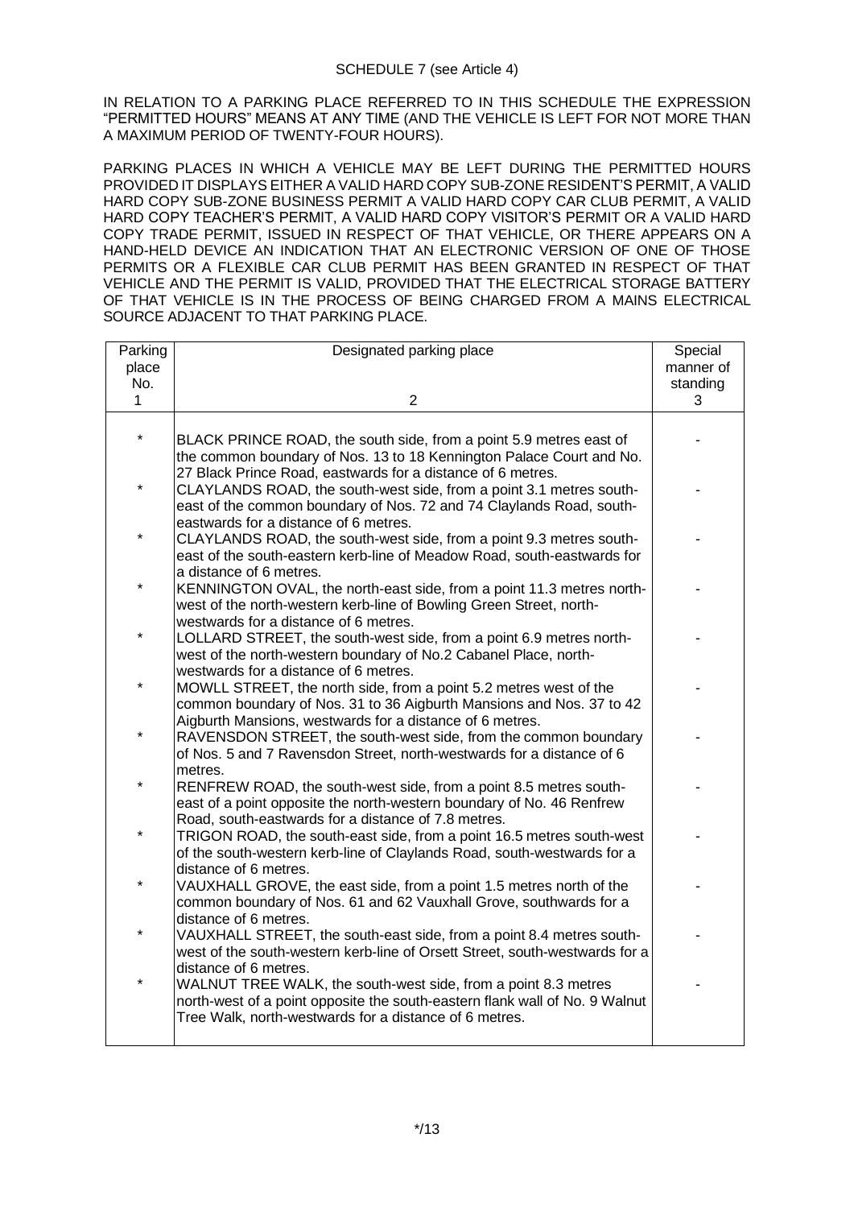SCHEDULE 7 (see Article 4)

IN RELATION TO A PARKING PLACE REFERRED TO IN THIS SCHEDULE THE EXPRESSION "PERMITTED HOURS" MEANS AT ANY TIME (AND THE VEHICLE IS LEFT FOR NOT MORE THAN A MAXIMUM PERIOD OF TWENTY-FOUR HOURS).

PARKING PLACES IN WHICH A VEHICLE MAY BE LEFT DURING THE PERMITTED HOURS PROVIDED IT DISPLAYS EITHER A VALID HARD COPY SUB-ZONE RESIDENT'S PERMIT, A VALID HARD COPY SUB-ZONE BUSINESS PERMIT A VALID HARD COPY CAR CLUB PERMIT, A VALID HARD COPY TEACHER'S PERMIT, A VALID HARD COPY VISITOR'S PERMIT OR A VALID HARD COPY TRADE PERMIT, ISSUED IN RESPECT OF THAT VEHICLE, OR THERE APPEARS ON A HAND-HELD DEVICE AN INDICATION THAT AN ELECTRONIC VERSION OF ONE OF THOSE PERMITS OR A FLEXIBLE CAR CLUB PERMIT HAS BEEN GRANTED IN RESPECT OF THAT VEHICLE AND THE PERMIT IS VALID, PROVIDED THAT THE ELECTRICAL STORAGE BATTERY OF THAT VEHICLE IS IN THE PROCESS OF BEING CHARGED FROM A MAINS ELECTRICAL SOURCE ADJACENT TO THAT PARKING PLACE.

| Parking place No.<br>1 | Designated parking place<br>2 | Special manner of standing<br>3 |
|---|---|---|
| * | BLACK PRINCE ROAD, the south side, from a point 5.9 metres east of the common boundary of Nos. 13 to 18 Kennington Palace Court and No. 27 Black Prince Road, eastwards for a distance of 6 metres. | - |
| * | CLAYLANDS ROAD, the south-west side, from a point 3.1 metres south-east of the common boundary of Nos. 72 and 74 Claylands Road, south-eastwards for a distance of 6 metres. | - |
| * | CLAYLANDS ROAD, the south-west side, from a point 9.3 metres south-east of the south-eastern kerb-line of Meadow Road, south-eastwards for a distance of 6 metres. | - |
| * | KENNINGTON OVAL, the north-east side, from a point 11.3 metres north-west of the north-western kerb-line of Bowling Green Street, north-westwards for a distance of 6 metres. | - |
| * | LOLLARD STREET, the south-west side, from a point 6.9 metres north-west of the north-western boundary of No.2 Cabanel Place, north-westwards for a distance of 6 metres. | - |
| * | MOWLL STREET, the north side, from a point 5.2 metres west of the common boundary of Nos. 31 to 36 Aigburth Mansions and Nos. 37 to 42 Aigburth Mansions, westwards for a distance of 6 metres. | - |
| * | RAVENSDON STREET, the south-west side, from the common boundary of Nos. 5 and 7 Ravensdon Street, north-westwards for a distance of 6 metres. | - |
| * | RENFREW ROAD, the south-west side, from a point 8.5 metres south-east of a point opposite the north-western boundary of No. 46 Renfrew Road, south-eastwards for a distance of 7.8 metres. | - |
| * | TRIGON ROAD, the south-east side, from a point 16.5 metres south-west of the south-western kerb-line of Claylands Road, south-westwards for a distance of 6 metres. | - |
| * | VAUXHALL GROVE, the east side, from a point 1.5 metres north of the common boundary of Nos. 61 and 62 Vauxhall Grove, southwards for a distance of 6 metres. | - |
| * | VAUXHALL STREET, the south-east side, from a point 8.4 metres south-west of the south-western kerb-line of Orsett Street, south-westwards for a distance of 6 metres. | - |
| * | WALNUT TREE WALK, the south-west side, from a point 8.3 metres north-west of a point opposite the south-eastern flank wall of No. 9 Walnut Tree Walk, north-westwards for a distance of 6 metres. | - |